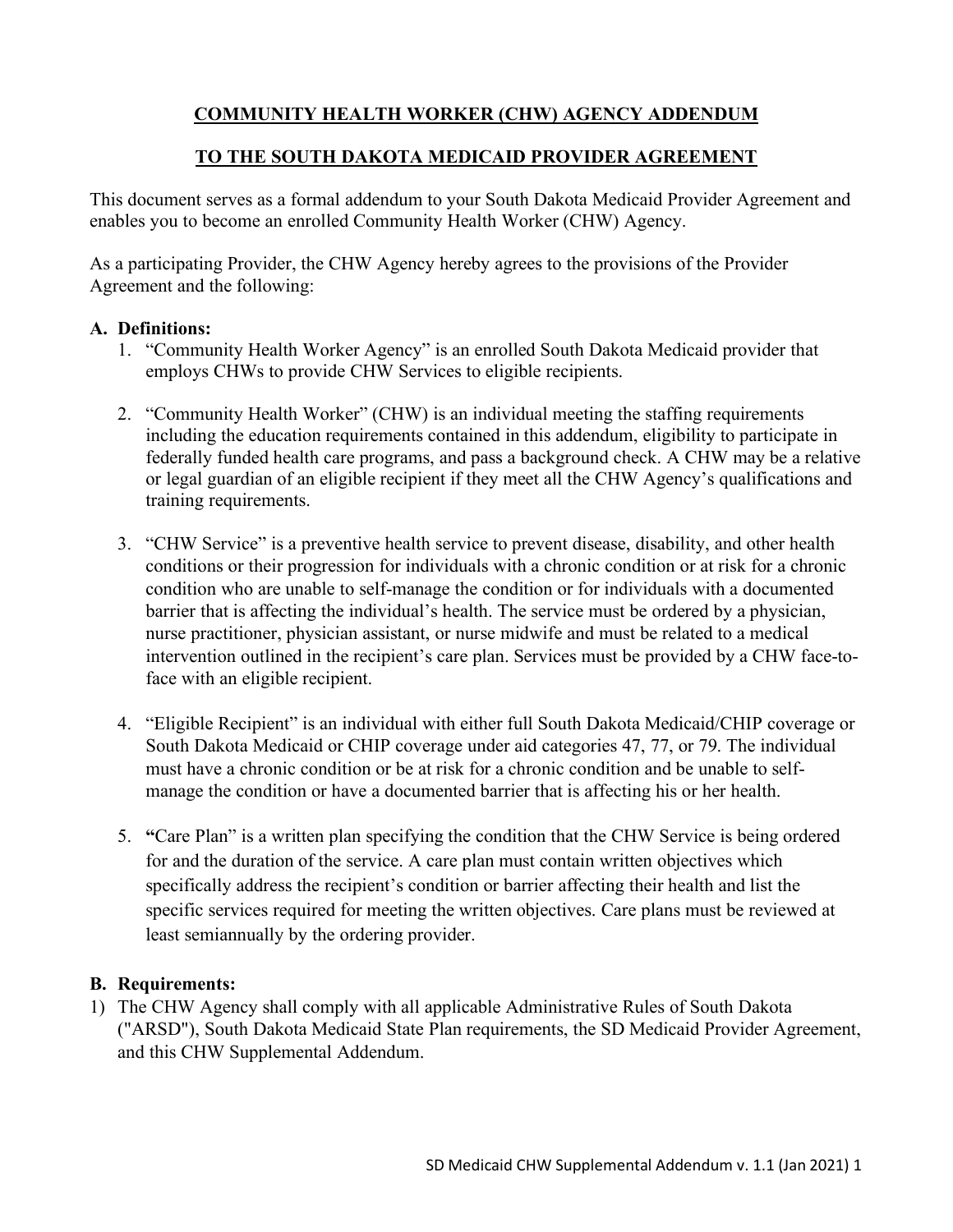# COMMUNITY HEALTH WORKER (CHW) AGENCY ADDENDUM

# TO THE SOUTH DAKOTA MEDICAID PROVIDER AGREEMENT

This document serves as a formal addendum to your South Dakota Medicaid Provider Agreement and enables you to become an enrolled Community Health Worker (CHW) Agency.

As a participating Provider, the CHW Agency hereby agrees to the provisions of the Provider Agreement and the following:

## A. Definitions:

1. "Community Health Worker Agency" is an enrolled South Dakota Medicaid provider that employs CHWs to provide CHW Services to eligible recipients.

2. "Community Health Worker" (CHW) is an individual meeting the staffing requirements including the education requirements contained in this addendum, eligibility to participate in federally funded health care programs, and pass a background check. A CHW may be a relative or legal guardian of an eligible recipient if they meet all the CHW Agency's qualifications and training requirements.

3. "CHW Service" is a preventive health service to prevent disease, disability, and other health conditions or their progression for individuals with a chronic condition or at risk for a chronic condition who are unable to self-manage the condition or for individuals with a documented barrier that is affecting the individual's health. The service must be ordered by a physician, nurse practitioner, physician assistant, or nurse midwife and must be related to a medical intervention outlined in the recipient's care plan. Services must be provided by a CHW face-to-face with an eligible recipient.

4. "Eligible Recipient" is an individual with either full South Dakota Medicaid/CHIP coverage or South Dakota Medicaid or CHIP coverage under aid categories 47, 77, or 79. The individual must have a chronic condition or be at risk for a chronic condition and be unable to self-manage the condition or have a documented barrier that is affecting his or her health.

5. "Care Plan" is a written plan specifying the condition that the CHW Service is being ordered for and the duration of the service. A care plan must contain written objectives which specifically address the recipient's condition or barrier affecting their health and list the specific services required for meeting the written objectives. Care plans must be reviewed at least semiannually by the ordering provider.

## B. Requirements:

1) The CHW Agency shall comply with all applicable Administrative Rules of South Dakota ("ARSD"), South Dakota Medicaid State Plan requirements, the SD Medicaid Provider Agreement, and this CHW Supplemental Addendum.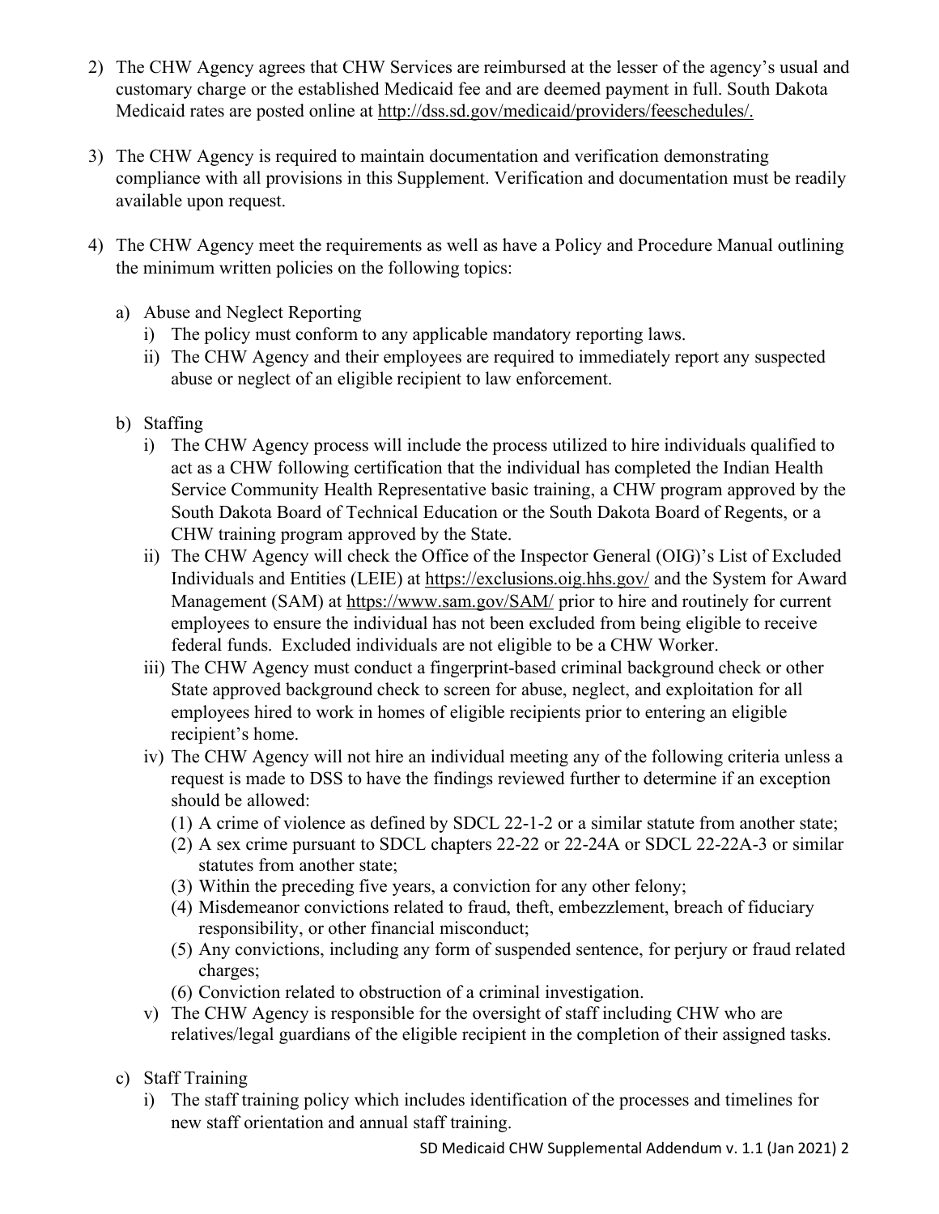2) The CHW Agency agrees that CHW Services are reimbursed at the lesser of the agency's usual and customary charge or the established Medicaid fee and are deemed payment in full. South Dakota Medicaid rates are posted online at http://dss.sd.gov/medicaid/providers/feeschedules/.

3) The CHW Agency is required to maintain documentation and verification demonstrating compliance with all provisions in this Supplement. Verification and documentation must be readily available upon request.

4) The CHW Agency meet the requirements as well as have a Policy and Procedure Manual outlining the minimum written policies on the following topics:

   a) Abuse and Neglect Reporting
      i) The policy must conform to any applicable mandatory reporting laws.
      ii) The CHW Agency and their employees are required to immediately report any suspected abuse or neglect of an eligible recipient to law enforcement.

   b) Staffing
      i) The CHW Agency process will include the process utilized to hire individuals qualified to act as a CHW following certification that the individual has completed the Indian Health Service Community Health Representative basic training, a CHW program approved by the South Dakota Board of Technical Education or the South Dakota Board of Regents, or a CHW training program approved by the State.
      ii) The CHW Agency will check the Office of the Inspector General (OIG)'s List of Excluded Individuals and Entities (LEIE) at https://exclusions.oig.hhs.gov/ and the System for Award Management (SAM) at https://www.sam.gov/SAM/ prior to hire and routinely for current employees to ensure the individual has not been excluded from being eligible to receive federal funds. Excluded individuals are not eligible to be a CHW Worker.
      iii) The CHW Agency must conduct a fingerprint-based criminal background check or other State approved background check to screen for abuse, neglect, and exploitation for all employees hired to work in homes of eligible recipients prior to entering an eligible recipient's home.
      iv) The CHW Agency will not hire an individual meeting any of the following criteria unless a request is made to DSS to have the findings reviewed further to determine if an exception should be allowed:
         (1) A crime of violence as defined by SDCL 22-1-2 or a similar statute from another state;
         (2) A sex crime pursuant to SDCL chapters 22-22 or 22-24A or SDCL 22-22A-3 or similar statutes from another state;
         (3) Within the preceding five years, a conviction for any other felony;
         (4) Misdemeanor convictions related to fraud, theft, embezzlement, breach of fiduciary responsibility, or other financial misconduct;
         (5) Any convictions, including any form of suspended sentence, for perjury or fraud related charges;
         (6) Conviction related to obstruction of a criminal investigation.
      v) The CHW Agency is responsible for the oversight of staff including CHW who are relatives/legal guardians of the eligible recipient in the completion of their assigned tasks.

   c) Staff Training
      i) The staff training policy which includes identification of the processes and timelines for new staff orientation and annual staff training.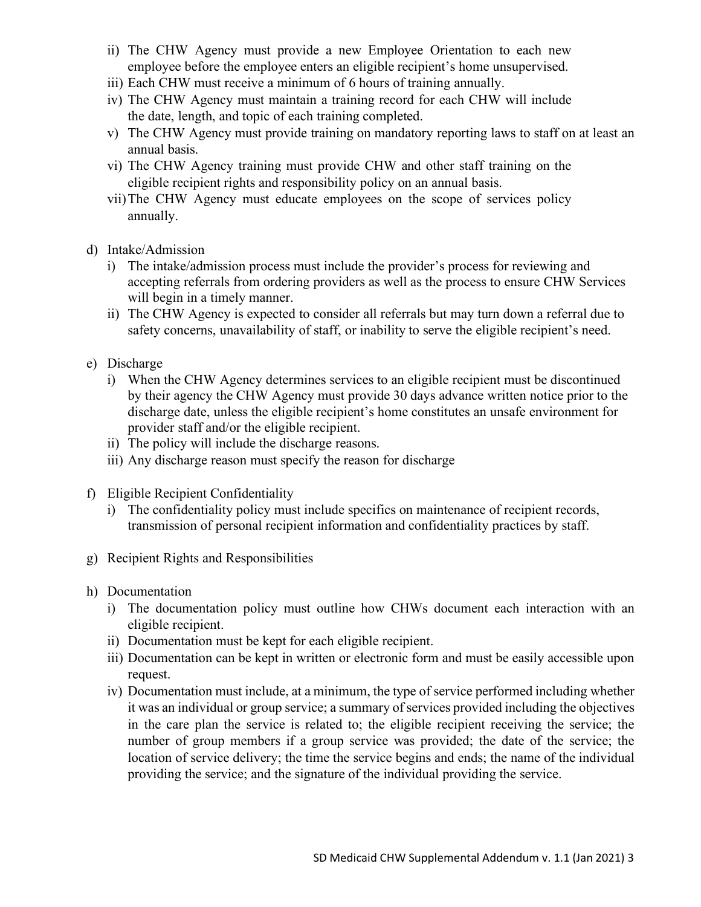ii) The CHW Agency must provide a new Employee Orientation to each new employee before the employee enters an eligible recipient's home unsupervised.

iii) Each CHW must receive a minimum of 6 hours of training annually.

iv) The CHW Agency must maintain a training record for each CHW will include the date, length, and topic of each training completed.

v) The CHW Agency must provide training on mandatory reporting laws to staff on at least an annual basis.

vi) The CHW Agency training must provide CHW and other staff training on the eligible recipient rights and responsibility policy on an annual basis.

vii) The CHW Agency must educate employees on the scope of services policy annually.

d) Intake/Admission

i) The intake/admission process must include the provider's process for reviewing and accepting referrals from ordering providers as well as the process to ensure CHW Services will begin in a timely manner.

ii) The CHW Agency is expected to consider all referrals but may turn down a referral due to safety concerns, unavailability of staff, or inability to serve the eligible recipient's need.

e) Discharge

i) When the CHW Agency determines services to an eligible recipient must be discontinued by their agency the CHW Agency must provide 30 days advance written notice prior to the discharge date, unless the eligible recipient's home constitutes an unsafe environment for provider staff and/or the eligible recipient.

ii) The policy will include the discharge reasons.

iii) Any discharge reason must specify the reason for discharge

f) Eligible Recipient Confidentiality

i) The confidentiality policy must include specifics on maintenance of recipient records, transmission of personal recipient information and confidentiality practices by staff.

g) Recipient Rights and Responsibilities

h) Documentation

i) The documentation policy must outline how CHWs document each interaction with an eligible recipient.

ii) Documentation must be kept for each eligible recipient.

iii) Documentation can be kept in written or electronic form and must be easily accessible upon request.

iv) Documentation must include, at a minimum, the type of service performed including whether it was an individual or group service; a summary of services provided including the objectives in the care plan the service is related to; the eligible recipient receiving the service; the number of group members if a group service was provided; the date of the service; the location of service delivery; the time the service begins and ends; the name of the individual providing the service; and the signature of the individual providing the service.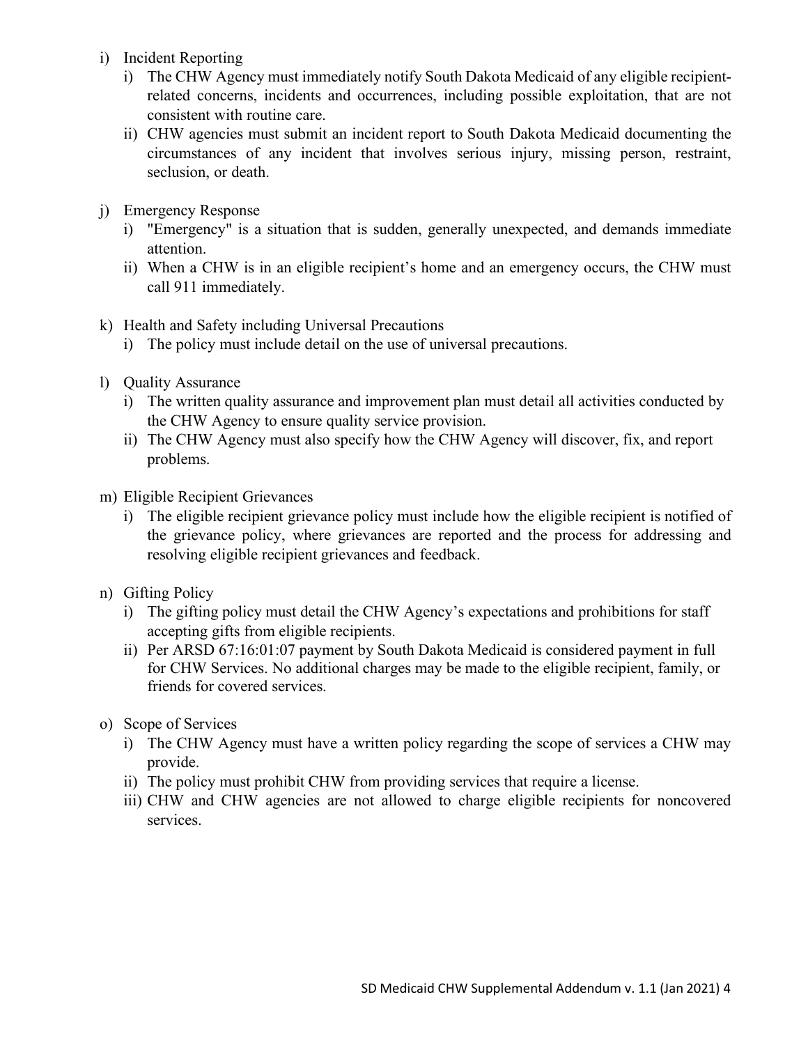i) Incident Reporting
   i) The CHW Agency must immediately notify South Dakota Medicaid of any eligible recipient-related concerns, incidents and occurrences, including possible exploitation, that are not consistent with routine care.
   ii) CHW agencies must submit an incident report to South Dakota Medicaid documenting the circumstances of any incident that involves serious injury, missing person, restraint, seclusion, or death.

j) Emergency Response
   i) "Emergency" is a situation that is sudden, generally unexpected, and demands immediate attention.
   ii) When a CHW is in an eligible recipient's home and an emergency occurs, the CHW must call 911 immediately.

k) Health and Safety including Universal Precautions
   i) The policy must include detail on the use of universal precautions.

l) Quality Assurance
   i) The written quality assurance and improvement plan must detail all activities conducted by the CHW Agency to ensure quality service provision.
   ii) The CHW Agency must also specify how the CHW Agency will discover, fix, and report problems.

m) Eligible Recipient Grievances
   i) The eligible recipient grievance policy must include how the eligible recipient is notified of the grievance policy, where grievances are reported and the process for addressing and resolving eligible recipient grievances and feedback.

n) Gifting Policy
   i) The gifting policy must detail the CHW Agency's expectations and prohibitions for staff accepting gifts from eligible recipients.
   ii) Per ARSD 67:16:01:07 payment by South Dakota Medicaid is considered payment in full for CHW Services. No additional charges may be made to the eligible recipient, family, or friends for covered services.

o) Scope of Services
   i) The CHW Agency must have a written policy regarding the scope of services a CHW may provide.
   ii) The policy must prohibit CHW from providing services that require a license.
   iii) CHW and CHW agencies are not allowed to charge eligible recipients for noncovered services.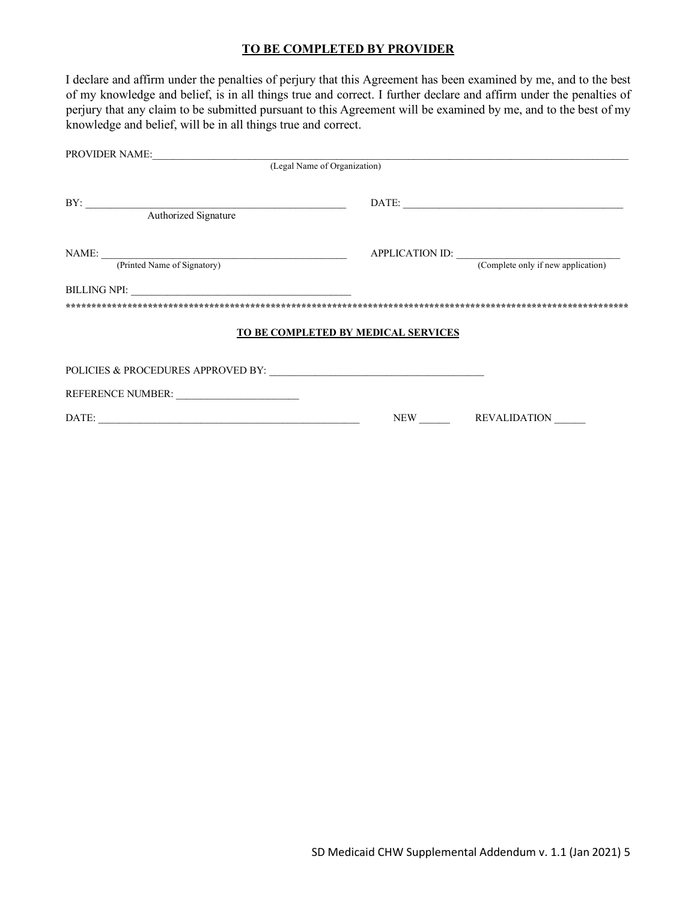**TO BE COMPLETED BY PROVIDER**

I declare and affirm under the penalties of perjury that this Agreement has been examined by me, and to the best of my knowledge and belief, is in all things true and correct. I further declare and affirm under the penalties of perjury that any claim to be submitted pursuant to this Agreement will be examined by me, and to the best of my knowledge and belief, will be in all things true and correct.

PROVIDER NAME:_______________________________________________
(Legal Name of Organization)

BY: ______________________________ DATE: ______________________________
Authorized Signature

NAME: ______________________________ APPLICATION ID: ______________________________
(Printed Name of Signatory) (Complete only if new application)

BILLING NPI: ______________________________

***********************************************************************************************************

**TO BE COMPLETED BY MEDICAL SERVICES**

POLICIES & PROCEDURES APPROVED BY: ______________________________

REFERENCE NUMBER: ______________________

DATE: ______________________________ NEW ______ REVALIDATION ______